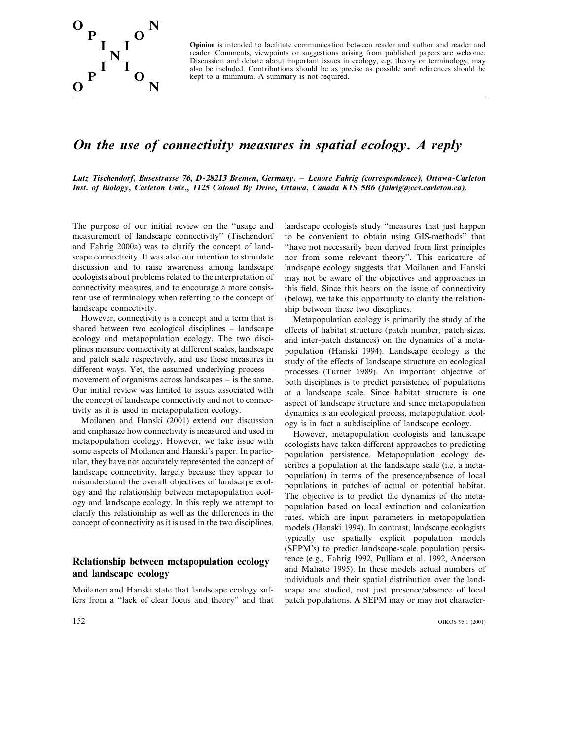**Opinion** is intended to facilitate communication between reader and author and reader and reader. Comments, viewpoints or suggestions arising from published papers are welcome. Discussion and debate about important issues in ecology, e.g. theory or terminology, may also be included. Contributions should be as precise as possible and references should be kept to a minimum. A summary is not required.

# *On the use of connectivity measures in spatial ecology. A reply*

*Lutz Tischendorf, Busestrasse 76, D-28213 Bremen, Germany. – Lenore Fahrig (correspondence), Ottawa-Carleton Inst. of Biology, Carleton Univ., 1125 Colonel By Drive, Ottawa, Canada K1S 5B6 (fahrig@ccs.carleton.ca).*

The purpose of our initial review on the "usage and measurement of landscape connectivity" (Tischendorf and Fahrig 2000a) was to clarify the concept of landscape connectivity. It was also our intention to stimulate discussion and to raise awareness among landscape ecologists about problems related to the interpretation of connectivity measures, and to encourage a more consistent use of terminology when referring to the concept of landscape connectivity.

However, connectivity is a concept and a term that is shared between two ecological disciplines – landscape ecology and metapopulation ecology. The two disciplines measure connectivity at different scales, landscape and patch scale respectively, and use these measures in different ways. Yet, the assumed underlying process – movement of organisms across landscapes – is the same. Our initial review was limited to issues associated with the concept of landscape connectivity and not to connectivity as it is used in metapopulation ecology.

Moilanen and Hanski (2001) extend our discussion and emphasize how connectivity is measured and used in metapopulation ecology. However, we take issue with some aspects of Moilanen and Hanski's paper. In particular, they have not accurately represented the concept of landscape connectivity, largely because they appear to misunderstand the overall objectives of landscape ecology and the relationship between metapopulation ecology and landscape ecology. In this reply we attempt to clarify this relationship as well as the differences in the concept of connectivity as it is used in the two disciplines.

## Relationship between metapopulation ecology and landscape ecology

Moilanen and Hanski state that landscape ecology suffers from a "lack of clear focus and theory" and that landscape ecologists study "measures that just happen to be convenient to obtain using GIS-methods" that "have not necessarily been derived from first principles nor from some relevant theory". This caricature of landscape ecology suggests that Moilanen and Hanski may not be aware of the objectives and approaches in this field. Since this bears on the issue of connectivity (below), we take this opportunity to clarify the relationship between these two disciplines.

Metapopulation ecology is primarily the study of the effects of habitat structure (patch number, patch sizes, and inter-patch distances) on the dynamics of a metapopulation (Hanski 1994). Landscape ecology is the study of the effects of landscape structure on ecological processes (Turner 1989). An important objective of both disciplines is to predict persistence of populations at a landscape scale. Since habitat structure is one aspect of landscape structure and since metapopulation dynamics is an ecological process, metapopulation ecology is in fact a subdiscipline of landscape ecology.

However, metapopulation ecologists and landscape ecologists have taken different approaches to predicting population persistence. Metapopulation ecology describes a population at the landscape scale (i.e. a metapopulation) in terms of the presence/absence of local populations in patches of actual or potential habitat. The objective is to predict the dynamics of the metapopulation based on local extinction and colonization rates, which are input parameters in metapopulation models (Hanski 1994). In contrast, landscape ecologists typically use spatially explicit population models (SEPM's) to predict landscape-scale population persistence (e.g., Fahrig 1992, Pulliam et al. 1992, Anderson and Mahato 1995). In these models actual numbers of individuals and their spatial distribution over the landscape are studied, not just presence/absence of local patch populations. A SEPM may or may not character-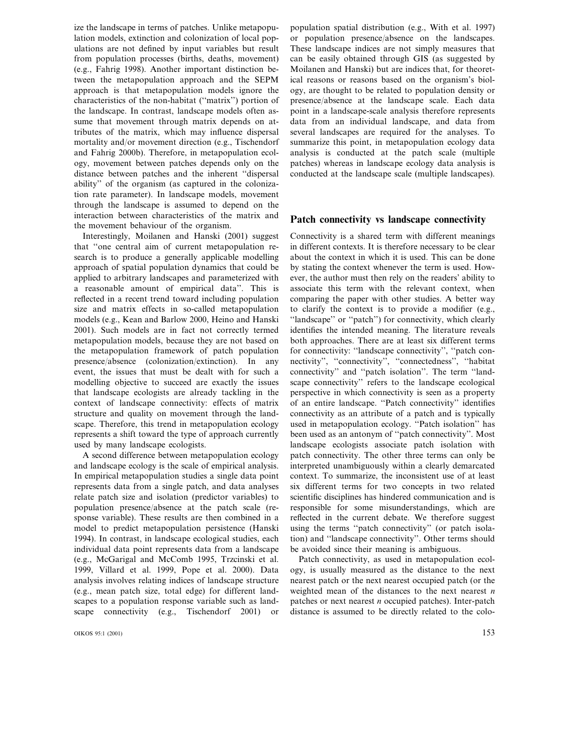ize the landscape in terms of patches. Unlike metapopulation models, extinction and colonization of local populations are not defined by input variables but result from population processes (births, deaths, movement) (e.g., Fahrig 1998). Another important distinction between the metapopulation approach and the SEPM approach is that metapopulation models ignore the characteristics of the non-habitat ("matrix") portion of the landscape. In contrast, landscape models often assume that movement through matrix depends on attributes of the matrix, which may influence dispersal mortality and/or movement direction (e.g., Tischendorf and Fahrig 2000b). Therefore, in metapopulation ecology, movement between patches depends only on the distance between patches and the inherent "dispersal ability" of the organism (as captured in the colonization rate parameter). In landscape models, movement through the landscape is assumed to depend on the interaction between characteristics of the matrix and the movement behaviour of the organism.

Interestingly, Moilanen and Hanski (2001) suggest that "one central aim of current metapopulation research is to produce a generally applicable modelling approach of spatial population dynamics that could be applied to arbitrary landscapes and parameterized with a reasonable amount of empirical data". This is reflected in a recent trend toward including population size and matrix effects in so-called metapopulation models (e.g., Kean and Barlow 2000, Heino and Hanski 2001). Such models are in fact not correctly termed metapopulation models, because they are not based on the metapopulation framework of patch population presence/absence (colonization/extinction). In any event, the issues that must be dealt with for such a modelling objective to succeed are exactly the issues that landscape ecologists are already tackling in the context of landscape connectivity: effects of matrix structure and quality on movement through the landscape. Therefore, this trend in metapopulation ecology represents a shift toward the type of approach currently used by many landscape ecologists.

A second difference between metapopulation ecology and landscape ecology is the scale of empirical analysis. In empirical metapopulation studies a single data point represents data from a single patch, and data analyses relate patch size and isolation (predictor variables) to population presence/absence at the patch scale (response variable). These results are then combined in a model to predict metapopulation persistence (Hanski 1994). In contrast, in landscape ecological studies, each individual data point represents data from a landscape (e.g., McGarigal and McComb 1995, Trzcinski et al. 1999, Villard et al. 1999, Pope et al. 2000). Data analysis involves relating indices of landscape structure (e.g., mean patch size, total edge) for different landscapes to a population response variable such as landscape connectivity (e.g., Tischendorf 2001) or population spatial distribution (e.g., With et al. 1997) or population presence/absence on the landscapes. These landscape indices are not simply measures that can be easily obtained through GIS (as suggested by Moilanen and Hanski) but are indices that, for theoretical reasons or reasons based on the organism's biology, are thought to be related to population density or presence/absence at the landscape scale. Each data point in a landscape-scale analysis therefore represents data from an individual landscape, and data from several landscapes are required for the analyses. To summarize this point, in metapopulation ecology data analysis is conducted at the patch scale (multiple patches) whereas in landscape ecology data analysis is conducted at the landscape scale (multiple landscapes).

## Patch connectivity vs landscape connectivity

Connectivity is a shared term with different meanings in different contexts. It is therefore necessary to be clear about the context in which it is used. This can be done by stating the context whenever the term is used. However, the author must then rely on the readers' ability to associate this term with the relevant context, when comparing the paper with other studies. A better way to clarify the context is to provide a modifier (e.g., "landscape" or "patch") for connectivity, which clearly identifies the intended meaning. The literature reveals both approaches. There are at least six different terms for connectivity: "landscape connectivity", "patch connectivity", "connectivity", "connectedness", "habitat connectivity" and "patch isolation". The term "landscape connectivity" refers to the landscape ecological perspective in which connectivity is seen as a property of an entire landscape. "Patch connectivity" identifies connectivity as an attribute of a patch and is typically used in metapopulation ecology. "Patch isolation" has been used as an antonym of "patch connectivity". Most landscape ecologists associate patch isolation with patch connectivity. The other three terms can only be interpreted unambiguously within a clearly demarcated context. To summarize, the inconsistent use of at least six different terms for two concepts in two related scientific disciplines has hindered communication and is responsible for some misunderstandings, which are reflected in the current debate. We therefore suggest using the terms "patch connectivity" (or patch isolation) and "landscape connectivity". Other terms should be avoided since their meaning is ambiguous.

Patch connectivity, as used in metapopulation ecology, is usually measured as the distance to the next nearest patch or the next nearest occupied patch (or the weighted mean of the distances to the next nearest *n* patches or next nearest *n* occupied patches). Inter-patch distance is assumed to be directly related to the colo-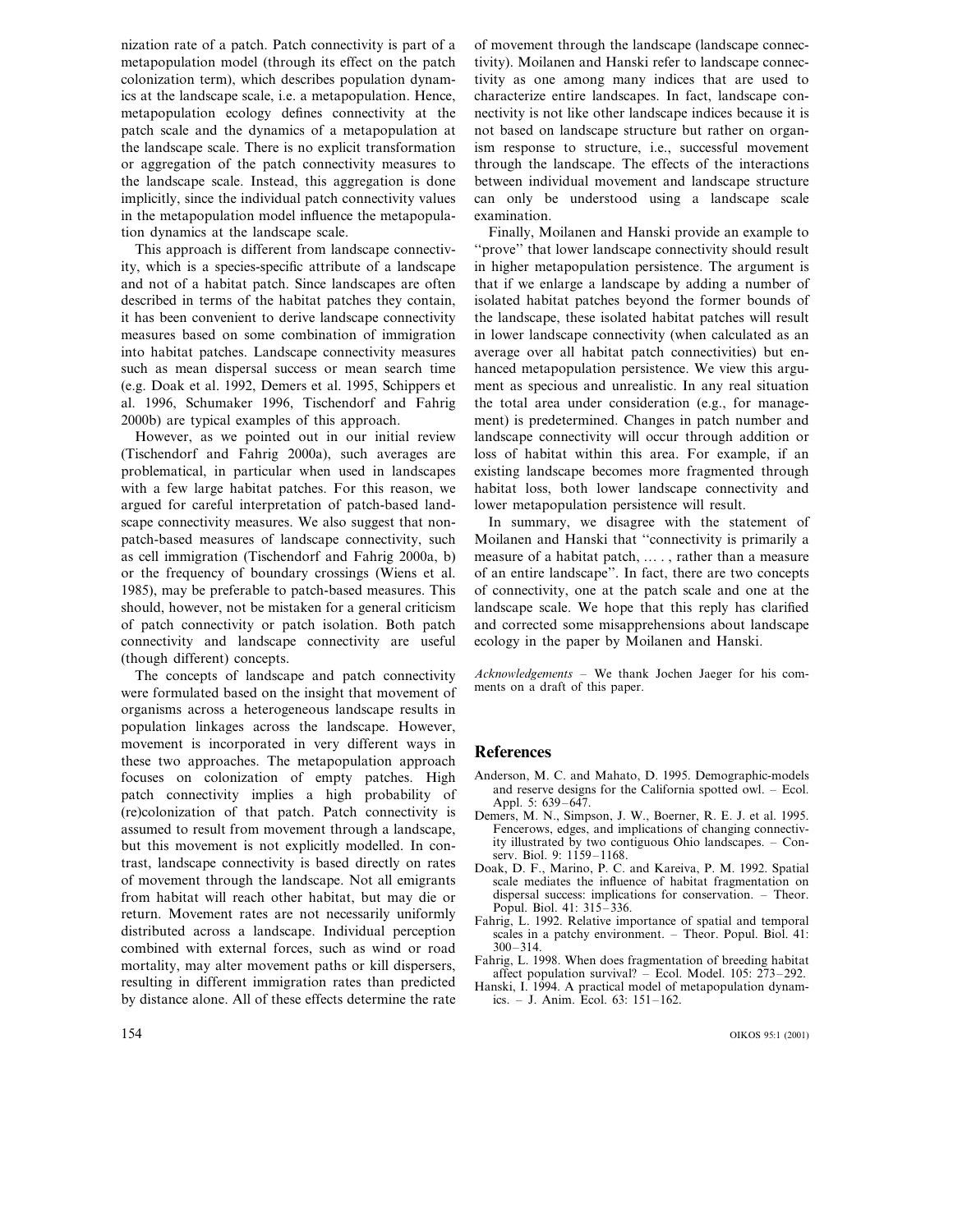nization rate of a patch. Patch connectivity is part of a metapopulation model (through its effect on the patch colonization term), which describes population dynamics at the landscape scale, i.e. a metapopulation. Hence, metapopulation ecology defines connectivity at the patch scale and the dynamics of a metapopulation at the landscape scale. There is no explicit transformation or aggregation of the patch connectivity measures to the landscape scale. Instead, this aggregation is done implicitly, since the individual patch connectivity values in the metapopulation model influence the metapopulation dynamics at the landscape scale.

This approach is different from landscape connectivity, which is a species-specific attribute of a landscape and not of a habitat patch. Since landscapes are often described in terms of the habitat patches they contain, it has been convenient to derive landscape connectivity measures based on some combination of immigration into habitat patches. Landscape connectivity measures such as mean dispersal success or mean search time (e.g. Doak et al. 1992, Demers et al. 1995, Schippers et al. 1996, Schumaker 1996, Tischendorf and Fahrig 2000b) are typical examples of this approach.

However, as we pointed out in our initial review (Tischendorf and Fahrig 2000a), such averages are problematical, in particular when used in landscapes with a few large habitat patches. For this reason, we argued for careful interpretation of patch-based landscape connectivity measures. We also suggest that non-patch-based measures of landscape connectivity, such as cell immigration (Tischendorf and Fahrig 2000a, b) or the frequency of boundary crossings (Wiens et al. 1985), may be preferable to patch-based measures. This should, however, not be mistaken for a general criticism of patch connectivity or patch isolation. Both patch connectivity and landscape connectivity are useful (though different) concepts.

The concepts of landscape and patch connectivity were formulated based on the insight that movement of organisms across a heterogeneous landscape results in population linkages across the landscape. However, movement is incorporated in very different ways in these two approaches. The metapopulation approach focuses on colonization of empty patches. High patch connectivity implies a high probability of (re)colonization of that patch. Patch connectivity is assumed to result from movement through a landscape, but this movement is not explicitly modelled. In contrast, landscape connectivity is based directly on rates of movement through the landscape. Not all emigrants from habitat will reach other habitat, but may die or return. Movement rates are not necessarily uniformly distributed across a landscape. Individual perception combined with external forces, such as wind or road mortality, may alter movement paths or kill dispersers, resulting in different immigration rates than predicted by distance alone. All of these effects determine the rate of movement through the landscape (landscape connectivity). Moilanen and Hanski refer to landscape connectivity as one among many indices that are used to characterize entire landscapes. In fact, landscape connectivity is not like other landscape indices because it is not based on landscape structure but rather on organism response to structure, i.e., successful movement through the landscape. The effects of the interactions between individual movement and landscape structure can only be understood using a landscape scale examination.

Finally, Moilanen and Hanski provide an example to "prove" that lower landscape connectivity should result in higher metapopulation persistence. The argument is that if we enlarge a landscape by adding a number of isolated habitat patches beyond the former bounds of the landscape, these isolated habitat patches will result in lower landscape connectivity (when calculated as an average over all habitat patch connectivities) but enhanced metapopulation persistence. We view this argument as specious and unrealistic. In any real situation the total area under consideration (e.g., for management) is predetermined. Changes in patch number and landscape connectivity will occur through addition or loss of habitat within this area. For example, if an existing landscape becomes more fragmented through habitat loss, both lower landscape connectivity and lower metapopulation persistence will result.

In summary, we disagree with the statement of Moilanen and Hanski that "connectivity is primarily a measure of a habitat patch, ... , rather than a measure of an entire landscape". In fact, there are two concepts of connectivity, one at the patch scale and one at the landscape scale. We hope that this reply has clarified and corrected some misapprehensions about landscape ecology in the paper by Moilanen and Hanski.

*Acknowledgements* – We thank Jochen Jaeger for his comments on a draft of this paper.

## References

Anderson, M. C. and Mahato, D. 1995. Demographic-models and reserve designs for the California spotted owl. – Ecol. Appl. 5: 639–647.

Demers, M. N., Simpson, J. W., Boerner, R. E. J. et al. 1995. Fencerows, edges, and implications of changing connectivity illustrated by two contiguous Ohio landscapes. – Conserv. Biol. 9: 1159–1168.

Doak, D. F., Marino, P. C. and Kareiva, P. M. 1992. Spatial scale mediates the influence of habitat fragmentation on dispersal success: implications for conservation. – Theor. Popul. Biol. 41: 315–336.

Fahrig, L. 1992. Relative importance of spatial and temporal scales in a patchy environment. – Theor. Popul. Biol. 41: 300–314.

Fahrig, L. 1998. When does fragmentation of breeding habitat affect population survival? – Ecol. Model. 105: 273–292.

Hanski, I. 1994. A practical model of metapopulation dynamics. – J. Anim. Ecol. 63: 151–162.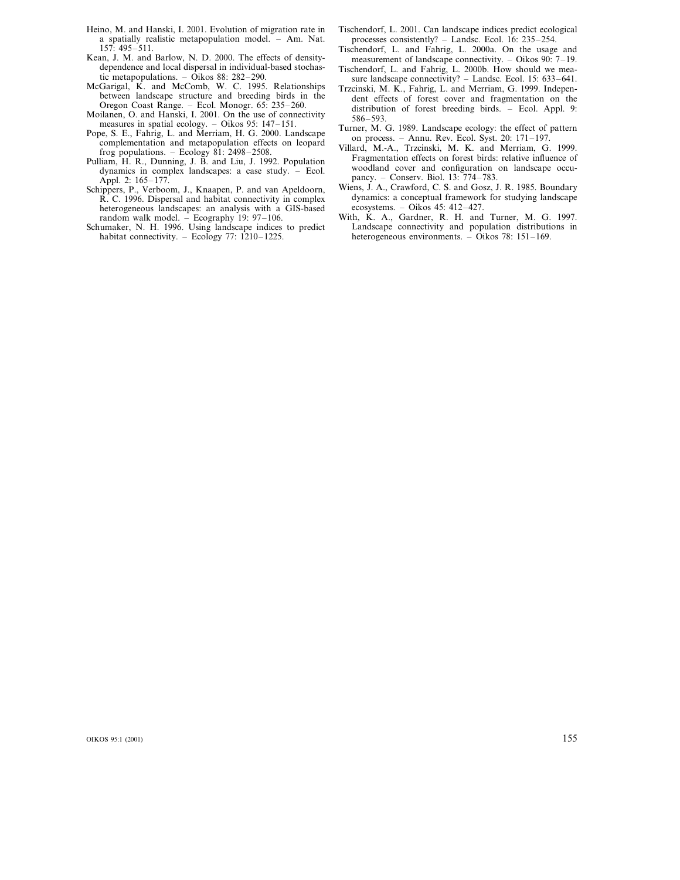Heino, M. and Hanski, I. 2001. Evolution of migration rate in a spatially realistic metapopulation model. – Am. Nat. 157: 495–511.

Kean, J. M. and Barlow, N. D. 2000. The effects of density-dependence and local dispersal in individual-based stochastic metapopulations. – Oikos 88: 282–290.

McGarigal, K. and McComb, W. C. 1995. Relationships between landscape structure and breeding birds in the Oregon Coast Range. – Ecol. Monogr. 65: 235–260.

Moilanen, O. and Hanski, I. 2001. On the use of connectivity measures in spatial ecology. – Oikos 95: 147–151.

Pope, S. E., Fahrig, L. and Merriam, H. G. 2000. Landscape complementation and metapopulation effects on leopard frog populations. – Ecology 81: 2498–2508.

Pulliam, H. R., Dunning, J. B. and Liu, J. 1992. Population dynamics in complex landscapes: a case study. – Ecol. Appl. 2: 165–177.

Schippers, P., Verboom, J., Knaapen, P. and van Apeldoorn, R. C. 1996. Dispersal and habitat connectivity in complex heterogeneous landscapes: an analysis with a GIS-based random walk model. – Ecography 19: 97–106.

Schumaker, N. H. 1996. Using landscape indices to predict habitat connectivity. – Ecology 77: 1210–1225.

Tischendorf, L. 2001. Can landscape indices predict ecological processes consistently? – Landsc. Ecol. 16: 235–254.

Tischendorf, L. and Fahrig, L. 2000a. On the usage and measurement of landscape connectivity. – Oikos 90: 7–19.

Tischendorf, L. and Fahrig, L. 2000b. How should we measure landscape connectivity? – Landsc. Ecol. 15: 633–641.

Trzcinski, M. K., Fahrig, L. and Merriam, G. 1999. Independent effects of forest cover and fragmentation on the distribution of forest breeding birds. – Ecol. Appl. 9: 586–593.

Turner, M. G. 1989. Landscape ecology: the effect of pattern on process. – Annu. Rev. Ecol. Syst. 20: 171–197.

Villard, M.-A., Trzcinski, M. K. and Merriam, G. 1999. Fragmentation effects on forest birds: relative influence of woodland cover and configuration on landscape occupancy. – Conserv. Biol. 13: 774–783.

Wiens, J. A., Crawford, C. S. and Gosz, J. R. 1985. Boundary dynamics: a conceptual framework for studying landscape ecosystems. – Oikos 45: 412–427.

With, K. A., Gardner, R. H. and Turner, M. G. 1997. Landscape connectivity and population distributions in heterogeneous environments. – Oikos 78: 151–169.